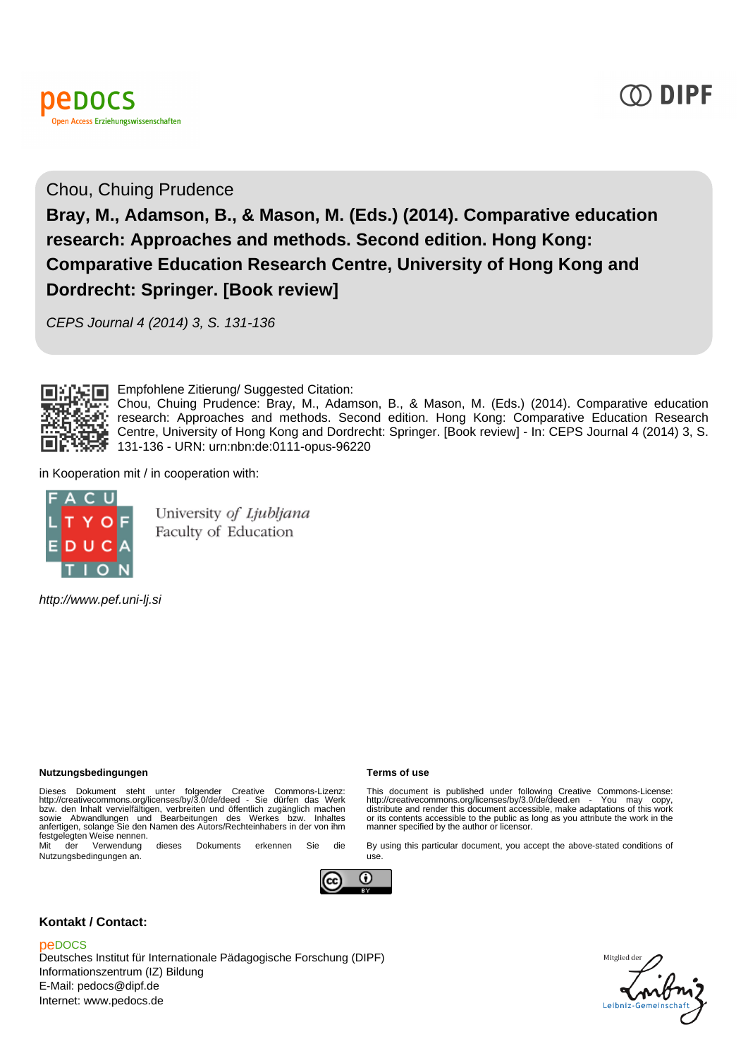pedocs
Open Access Erziehungswissenschaften

DIPF

Chou, Chuing Prudence

# Bray, M., Adamson, B., & Mason, M. (Eds.) (2014). Comparative education research: Approaches and methods. Second edition. Hong Kong: Comparative Education Research Centre, University of Hong Kong and Dordrecht: Springer. [Book review]

*CEPS Journal 4 (2014) 3, S. 131-136*

Empfohlene Zitierung/ Suggested Citation:
Chou, Chuing Prudence: Bray, M., Adamson, B., & Mason, M. (Eds.) (2014). Comparative education research: Approaches and methods. Second edition. Hong Kong: Comparative Education Research Centre, University of Hong Kong and Dordrecht: Springer. [Book review] - In: CEPS Journal 4 (2014) 3, S. 131-136 - URN: urn:nbn:de:0111-opus-96220

in Kooperation mit / in cooperation with:

FACULTY OF EDUCATION

University of Ljubljana
Faculty of Education

*http://www.pef.uni-lj.si*

**Nutzungsbedingungen**

Dieses Dokument steht unter folgender Creative Commons-Lizenz: http://creativecommons.org/licenses/by/3.0/de/deed - Sie dürfen das Werk bzw. den Inhalt vervielfältigen, verbreiten und öffentlich zugänglich machen sowie Abwandlungen und Bearbeitungen des Werkes bzw. Inhaltes anfertigen, solange Sie den Namen des Autors/Rechteinhabers in der von ihm festgelegten Weise nennen.
Mit der Verwendung dieses Dokuments erkennen Sie die Nutzungsbedingungen an.

**Terms of use**

This document is published under following Creative Commons-License: http://creativecommons.org/licenses/by/3.0/de/deed.en - You may copy, distribute and render this document accessible, make adaptations of this work or its contents accessible to the public as long as you attribute the work in the manner specified by the author or licensor.

By using this particular document, you accept the above-stated conditions of use.

**Kontakt / Contact:**

peDOCS
Deutsches Institut für Internationale Pädagogische Forschung (DIPF)
Informationszentrum (IZ) Bildung
E-Mail: pedocs@dipf.de
Internet: www.pedocs.de

Mitglied der Leibniz-Gemeinschaft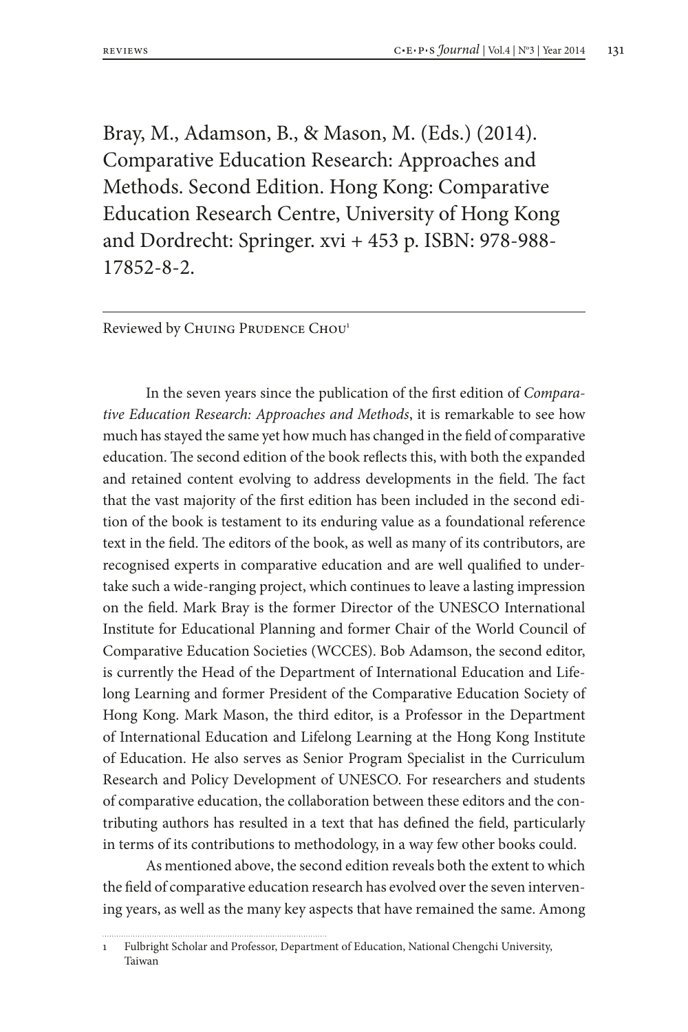Bray, M., Adamson, B., & Mason, M. (Eds.) (2014). Comparative Education Research: Approaches and Methods. Second Edition. Hong Kong: Comparative Education Research Centre, University of Hong Kong and Dordrecht: Springer. xvi + 453 p. ISBN: 978-988-17852-8-2.

---

Reviewed by Chuing Prudence Chou[1]

In the seven years since the publication of the first edition of *Comparative Education Research: Approaches and Methods*, it is remarkable to see how much has stayed the same yet how much has changed in the field of comparative education. The second edition of the book reflects this, with both the expanded and retained content evolving to address developments in the field. The fact that the vast majority of the first edition has been included in the second edition of the book is testament to its enduring value as a foundational reference text in the field. The editors of the book, as well as many of its contributors, are recognised experts in comparative education and are well qualified to undertake such a wide-ranging project, which continues to leave a lasting impression on the field. Mark Bray is the former Director of the UNESCO International Institute for Educational Planning and former Chair of the World Council of Comparative Education Societies (WCCES). Bob Adamson, the second editor, is currently the Head of the Department of International Education and Lifelong Learning and former President of the Comparative Education Society of Hong Kong. Mark Mason, the third editor, is a Professor in the Department of International Education and Lifelong Learning at the Hong Kong Institute of Education. He also serves as Senior Program Specialist in the Curriculum Research and Policy Development of UNESCO. For researchers and students of comparative education, the collaboration between these editors and the contributing authors has resulted in a text that has defined the field, particularly in terms of its contributions to methodology, in a way few other books could.

As mentioned above, the second edition reveals both the extent to which the field of comparative education research has evolved over the seven intervening years, as well as the many key aspects that have remained the same. Among

1 Fulbright Scholar and Professor, Department of Education, National Chengchi University, Taiwan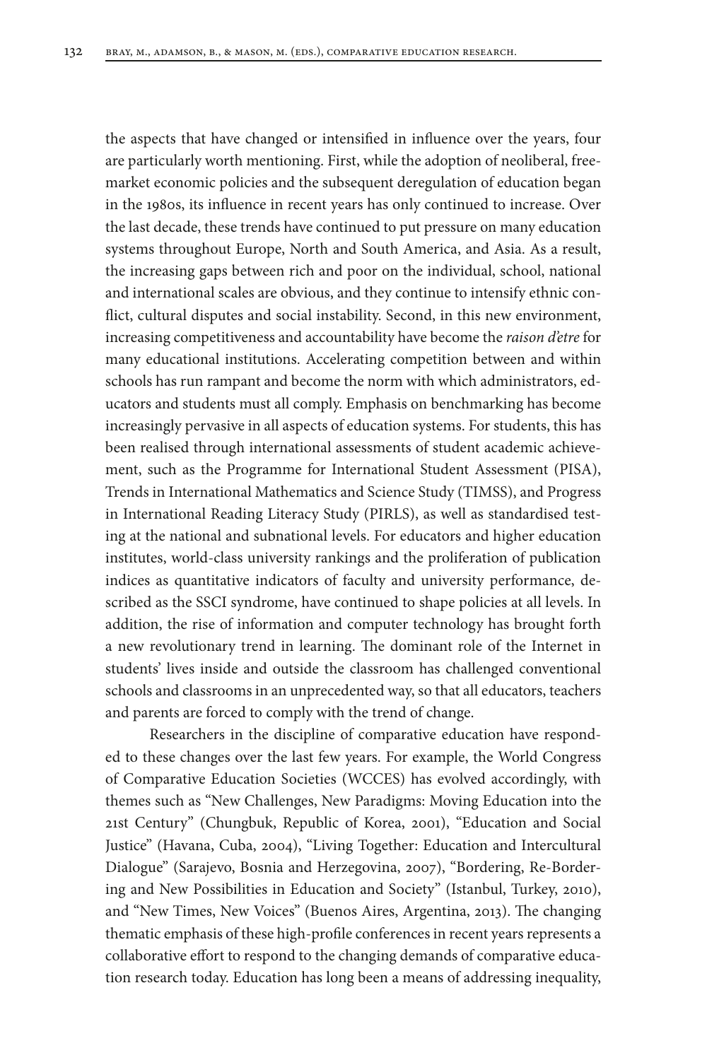the aspects that have changed or intensified in influence over the years, four are particularly worth mentioning. First, while the adoption of neoliberal, free-market economic policies and the subsequent deregulation of education began in the 1980s, its influence in recent years has only continued to increase. Over the last decade, these trends have continued to put pressure on many education systems throughout Europe, North and South America, and Asia. As a result, the increasing gaps between rich and poor on the individual, school, national and international scales are obvious, and they continue to intensify ethnic conflict, cultural disputes and social instability. Second, in this new environment, increasing competitiveness and accountability have become the *raison d'etre* for many educational institutions. Accelerating competition between and within schools has run rampant and become the norm with which administrators, educators and students must all comply. Emphasis on benchmarking has become increasingly pervasive in all aspects of education systems. For students, this has been realised through international assessments of student academic achievement, such as the Programme for International Student Assessment (PISA), Trends in International Mathematics and Science Study (TIMSS), and Progress in International Reading Literacy Study (PIRLS), as well as standardised testing at the national and subnational levels. For educators and higher education institutes, world-class university rankings and the proliferation of publication indices as quantitative indicators of faculty and university performance, described as the SSCI syndrome, have continued to shape policies at all levels. In addition, the rise of information and computer technology has brought forth a new revolutionary trend in learning. The dominant role of the Internet in students' lives inside and outside the classroom has challenged conventional schools and classrooms in an unprecedented way, so that all educators, teachers and parents are forced to comply with the trend of change.

Researchers in the discipline of comparative education have responded to these changes over the last few years. For example, the World Congress of Comparative Education Societies (WCCES) has evolved accordingly, with themes such as "New Challenges, New Paradigms: Moving Education into the 21st Century" (Chungbuk, Republic of Korea, 2001), "Education and Social Justice" (Havana, Cuba, 2004), "Living Together: Education and Intercultural Dialogue" (Sarajevo, Bosnia and Herzegovina, 2007), "Bordering, Re-Bordering and New Possibilities in Education and Society" (Istanbul, Turkey, 2010), and "New Times, New Voices" (Buenos Aires, Argentina, 2013). The changing thematic emphasis of these high-profile conferences in recent years represents a collaborative effort to respond to the changing demands of comparative education research today. Education has long been a means of addressing inequality,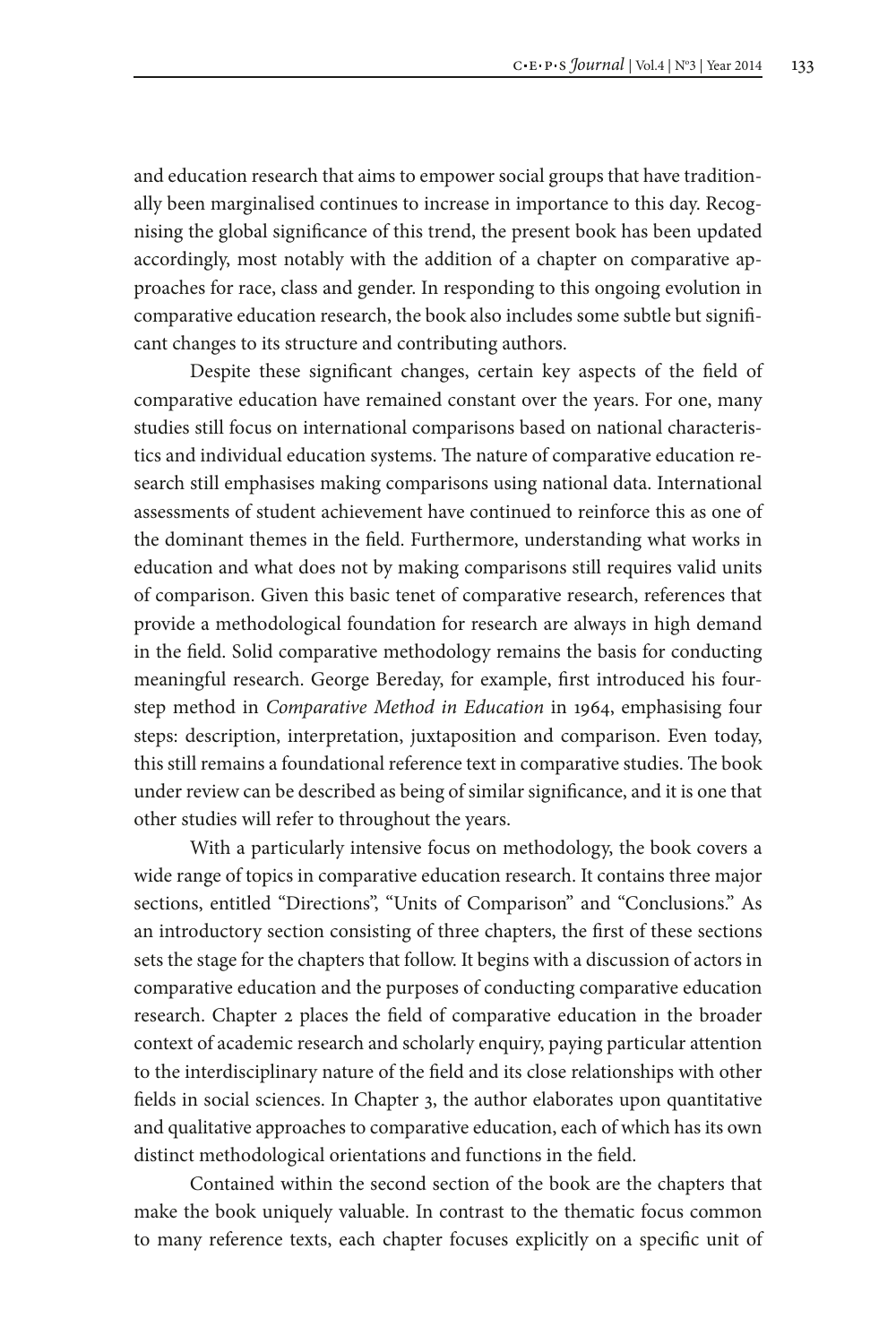and education research that aims to empower social groups that have traditionally been marginalised continues to increase in importance to this day. Recognising the global significance of this trend, the present book has been updated accordingly, most notably with the addition of a chapter on comparative approaches for race, class and gender. In responding to this ongoing evolution in comparative education research, the book also includes some subtle but significant changes to its structure and contributing authors.

Despite these significant changes, certain key aspects of the field of comparative education have remained constant over the years. For one, many studies still focus on international comparisons based on national characteristics and individual education systems. The nature of comparative education research still emphasises making comparisons using national data. International assessments of student achievement have continued to reinforce this as one of the dominant themes in the field. Furthermore, understanding what works in education and what does not by making comparisons still requires valid units of comparison. Given this basic tenet of comparative research, references that provide a methodological foundation for research are always in high demand in the field. Solid comparative methodology remains the basis for conducting meaningful research. George Bereday, for example, first introduced his four-step method in *Comparative Method in Education* in 1964, emphasising four steps: description, interpretation, juxtaposition and comparison. Even today, this still remains a foundational reference text in comparative studies. The book under review can be described as being of similar significance, and it is one that other studies will refer to throughout the years.

With a particularly intensive focus on methodology, the book covers a wide range of topics in comparative education research. It contains three major sections, entitled "Directions", "Units of Comparison" and "Conclusions." As an introductory section consisting of three chapters, the first of these sections sets the stage for the chapters that follow. It begins with a discussion of actors in comparative education and the purposes of conducting comparative education research. Chapter 2 places the field of comparative education in the broader context of academic research and scholarly enquiry, paying particular attention to the interdisciplinary nature of the field and its close relationships with other fields in social sciences. In Chapter 3, the author elaborates upon quantitative and qualitative approaches to comparative education, each of which has its own distinct methodological orientations and functions in the field.

Contained within the second section of the book are the chapters that make the book uniquely valuable. In contrast to the thematic focus common to many reference texts, each chapter focuses explicitly on a specific unit of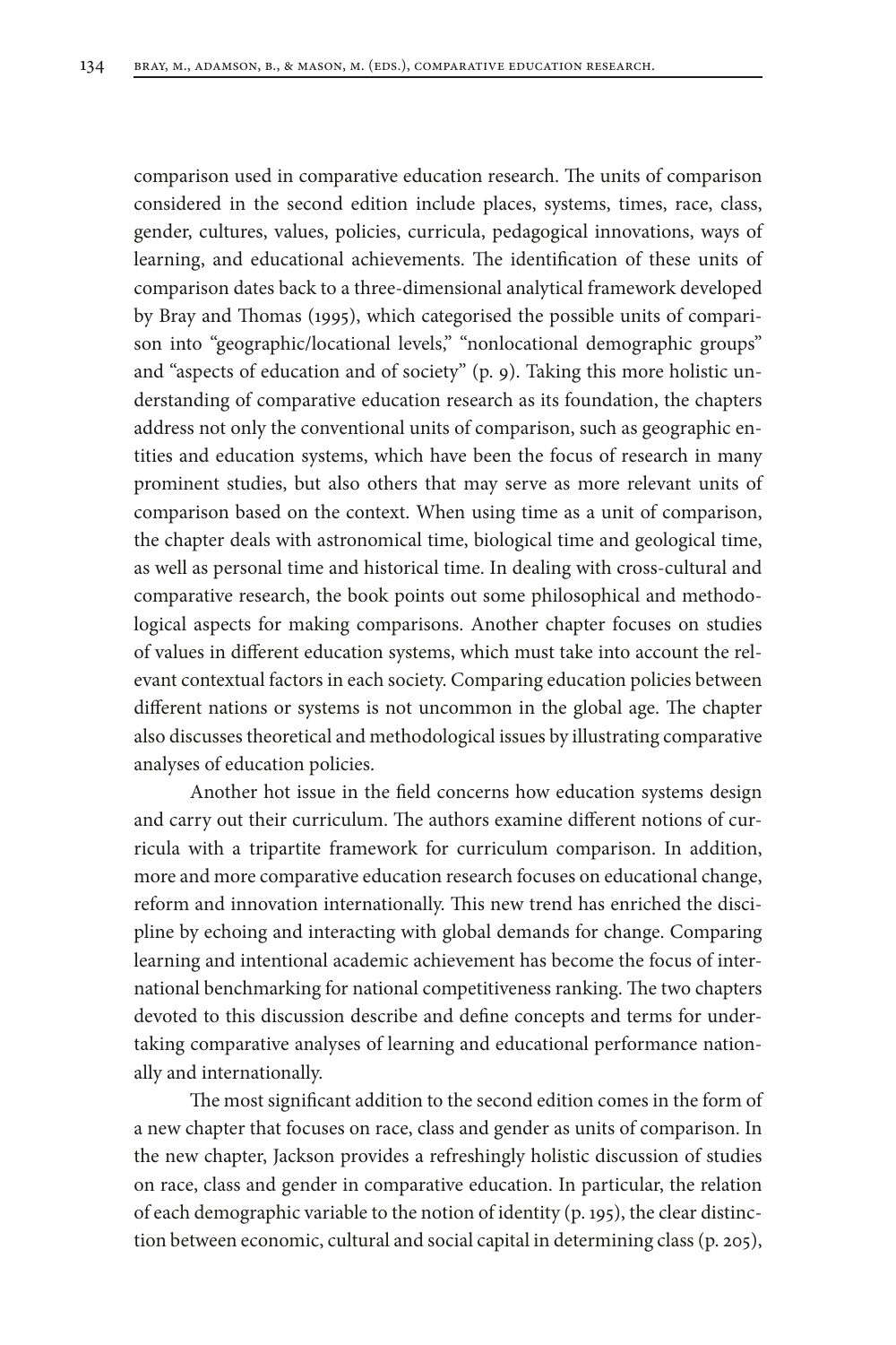comparison used in comparative education research. The units of comparison considered in the second edition include places, systems, times, race, class, gender, cultures, values, policies, curricula, pedagogical innovations, ways of learning, and educational achievements. The identification of these units of comparison dates back to a three-dimensional analytical framework developed by Bray and Thomas (1995), which categorised the possible units of comparison into "geographic/locational levels," "nonlocational demographic groups" and "aspects of education and of society" (p. 9). Taking this more holistic understanding of comparative education research as its foundation, the chapters address not only the conventional units of comparison, such as geographic entities and education systems, which have been the focus of research in many prominent studies, but also others that may serve as more relevant units of comparison based on the context. When using time as a unit of comparison, the chapter deals with astronomical time, biological time and geological time, as well as personal time and historical time. In dealing with cross-cultural and comparative research, the book points out some philosophical and methodological aspects for making comparisons. Another chapter focuses on studies of values in different education systems, which must take into account the relevant contextual factors in each society. Comparing education policies between different nations or systems is not uncommon in the global age. The chapter also discusses theoretical and methodological issues by illustrating comparative analyses of education policies.

Another hot issue in the field concerns how education systems design and carry out their curriculum. The authors examine different notions of curricula with a tripartite framework for curriculum comparison. In addition, more and more comparative education research focuses on educational change, reform and innovation internationally. This new trend has enriched the discipline by echoing and interacting with global demands for change. Comparing learning and intentional academic achievement has become the focus of international benchmarking for national competitiveness ranking. The two chapters devoted to this discussion describe and define concepts and terms for undertaking comparative analyses of learning and educational performance nationally and internationally.

The most significant addition to the second edition comes in the form of a new chapter that focuses on race, class and gender as units of comparison. In the new chapter, Jackson provides a refreshingly holistic discussion of studies on race, class and gender in comparative education. In particular, the relation of each demographic variable to the notion of identity (p. 195), the clear distinction between economic, cultural and social capital in determining class (p. 205),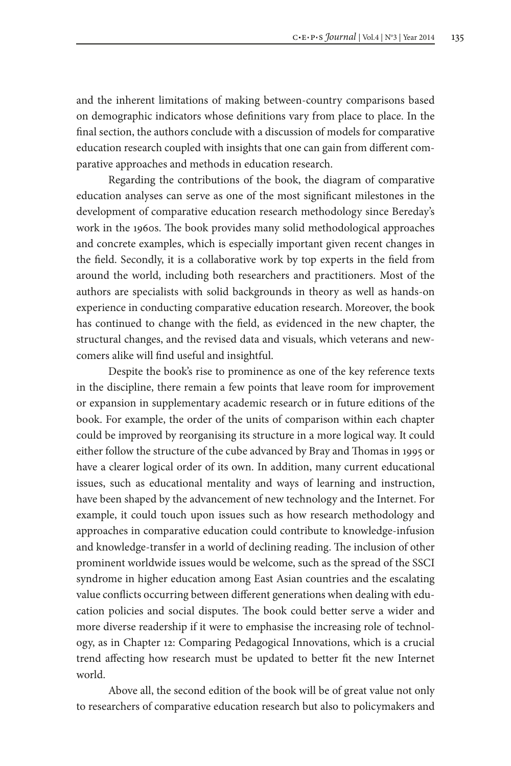and the inherent limitations of making between-country comparisons based on demographic indicators whose definitions vary from place to place. In the final section, the authors conclude with a discussion of models for comparative education research coupled with insights that one can gain from different comparative approaches and methods in education research.

Regarding the contributions of the book, the diagram of comparative education analyses can serve as one of the most significant milestones in the development of comparative education research methodology since Bereday's work in the 1960s. The book provides many solid methodological approaches and concrete examples, which is especially important given recent changes in the field. Secondly, it is a collaborative work by top experts in the field from around the world, including both researchers and practitioners. Most of the authors are specialists with solid backgrounds in theory as well as hands-on experience in conducting comparative education research. Moreover, the book has continued to change with the field, as evidenced in the new chapter, the structural changes, and the revised data and visuals, which veterans and newcomers alike will find useful and insightful.

Despite the book's rise to prominence as one of the key reference texts in the discipline, there remain a few points that leave room for improvement or expansion in supplementary academic research or in future editions of the book. For example, the order of the units of comparison within each chapter could be improved by reorganising its structure in a more logical way. It could either follow the structure of the cube advanced by Bray and Thomas in 1995 or have a clearer logical order of its own. In addition, many current educational issues, such as educational mentality and ways of learning and instruction, have been shaped by the advancement of new technology and the Internet. For example, it could touch upon issues such as how research methodology and approaches in comparative education could contribute to knowledge-infusion and knowledge-transfer in a world of declining reading. The inclusion of other prominent worldwide issues would be welcome, such as the spread of the SSCI syndrome in higher education among East Asian countries and the escalating value conflicts occurring between different generations when dealing with education policies and social disputes. The book could better serve a wider and more diverse readership if it were to emphasise the increasing role of technology, as in Chapter 12: Comparing Pedagogical Innovations, which is a crucial trend affecting how research must be updated to better fit the new Internet world.

Above all, the second edition of the book will be of great value not only to researchers of comparative education research but also to policymakers and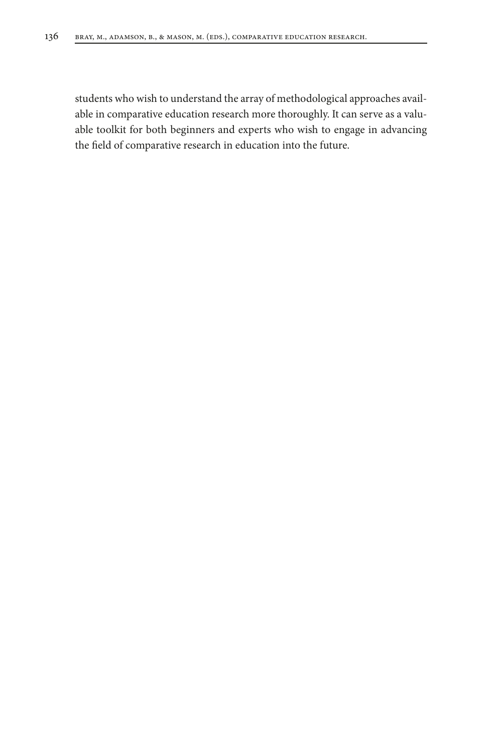students who wish to understand the array of methodological approaches available in comparative education research more thoroughly. It can serve as a valuable toolkit for both beginners and experts who wish to engage in advancing the field of comparative research in education into the future.